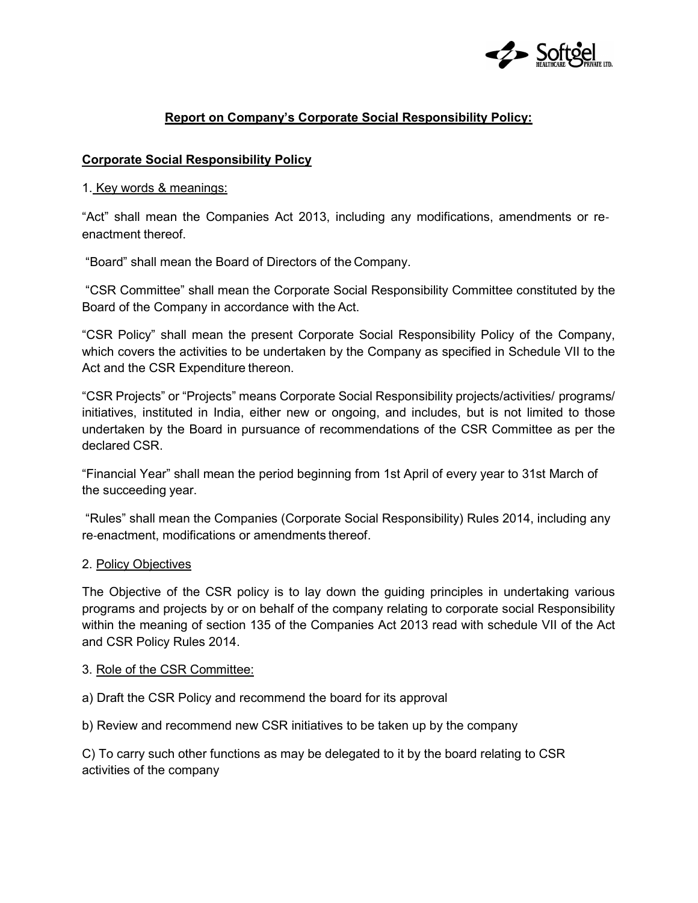## Report on Company's Corporate Social Responsibility Policy:

### Corporate Social Responsibility Policy

1. Key words & meanings:

"Act" shall mean the Companies Act 2013, including any modifications, amendments or re-enactment thereof.

"Board" shall mean the Board of Directors of the Company.

"CSR Committee" shall mean the Corporate Social Responsibility Committee constituted by the Board of the Company in accordance with the Act.

"CSR Policy" shall mean the present Corporate Social Responsibility Policy of the Company, which covers the activities to be undertaken by the Company as specified in Schedule VII to the Act and the CSR Expenditure thereon.

"CSR Projects" or "Projects" means Corporate Social Responsibility projects/activities/ programs/ initiatives, instituted in India, either new or ongoing, and includes, but is not limited to those undertaken by the Board in pursuance of recommendations of the CSR Committee as per the declared CSR.

"Financial Year" shall mean the period beginning from 1st April of every year to 31st March of the succeeding year.

"Rules" shall mean the Companies (Corporate Social Responsibility) Rules 2014, including any re-enactment, modifications or amendments thereof.

2. Policy Objectives

The Objective of the CSR policy is to lay down the guiding principles in undertaking various programs and projects by or on behalf of the company relating to corporate social Responsibility within the meaning of section 135 of the Companies Act 2013 read with schedule VII of the Act and CSR Policy Rules 2014.

3. Role of the CSR Committee:

a) Draft the CSR Policy and recommend the board for its approval

b) Review and recommend new CSR initiatives to be taken up by the company

C) To carry such other functions as may be delegated to it by the board relating to CSR activities of the company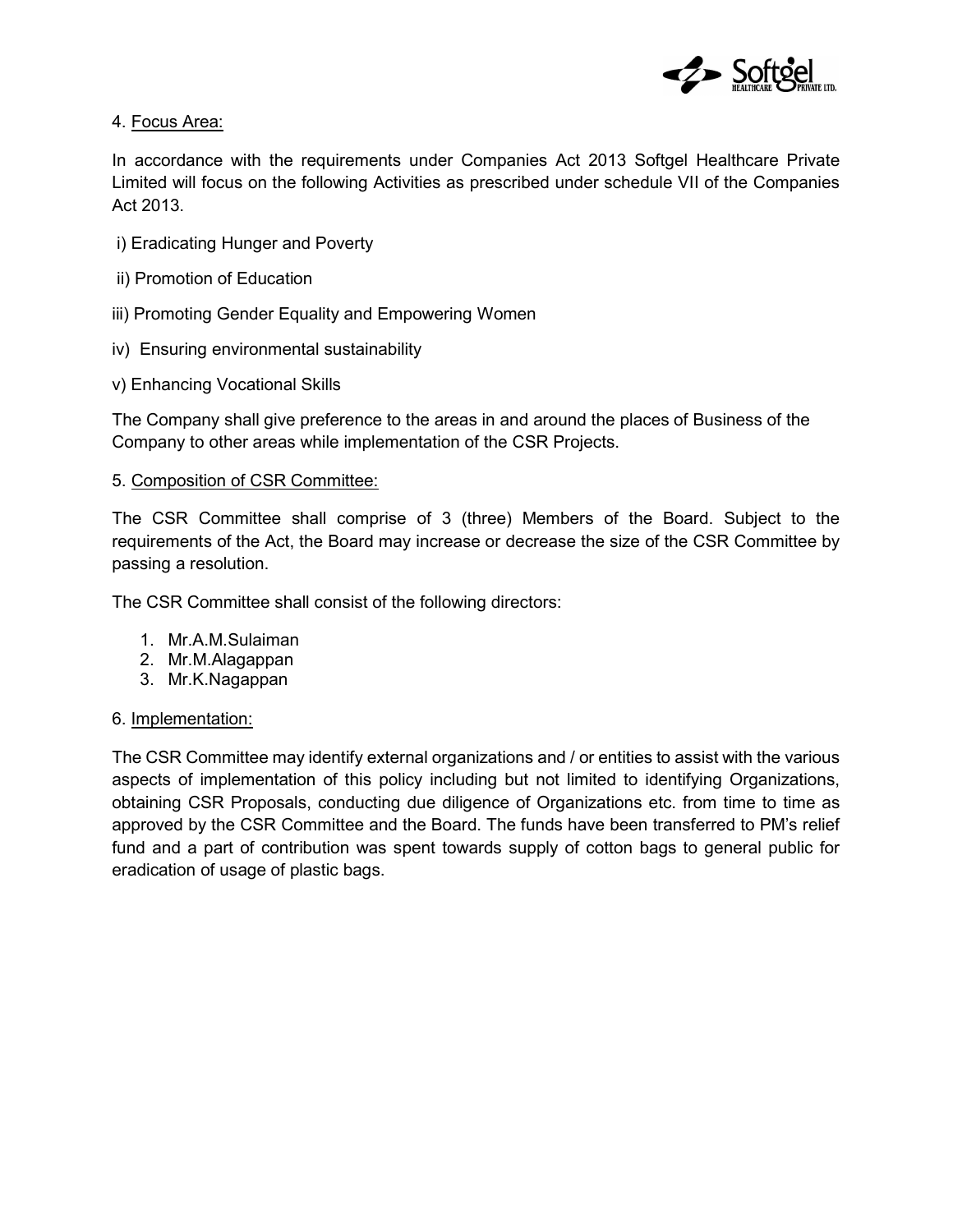4. Focus Area:

In accordance with the requirements under Companies Act 2013 Softgel Healthcare Private Limited will focus on the following Activities as prescribed under schedule VII of the Companies Act 2013.

i) Eradicating Hunger and Poverty

ii) Promotion of Education

iii) Promoting Gender Equality and Empowering Women

iv) Ensuring environmental sustainability

v) Enhancing Vocational Skills

The Company shall give preference to the areas in and around the places of Business of the Company to other areas while implementation of the CSR Projects.

5. Composition of CSR Committee:

The CSR Committee shall comprise of 3 (three) Members of the Board. Subject to the requirements of the Act, the Board may increase or decrease the size of the CSR Committee by passing a resolution.

The CSR Committee shall consist of the following directors:

1. Mr.A.M.Sulaiman
2. Mr.M.Alagappan
3. Mr.K.Nagappan

6. Implementation:

The CSR Committee may identify external organizations and / or entities to assist with the various aspects of implementation of this policy including but not limited to identifying Organizations, obtaining CSR Proposals, conducting due diligence of Organizations etc. from time to time as approved by the CSR Committee and the Board. The funds have been transferred to PM's relief fund and a part of contribution was spent towards supply of cotton bags to general public for eradication of usage of plastic bags.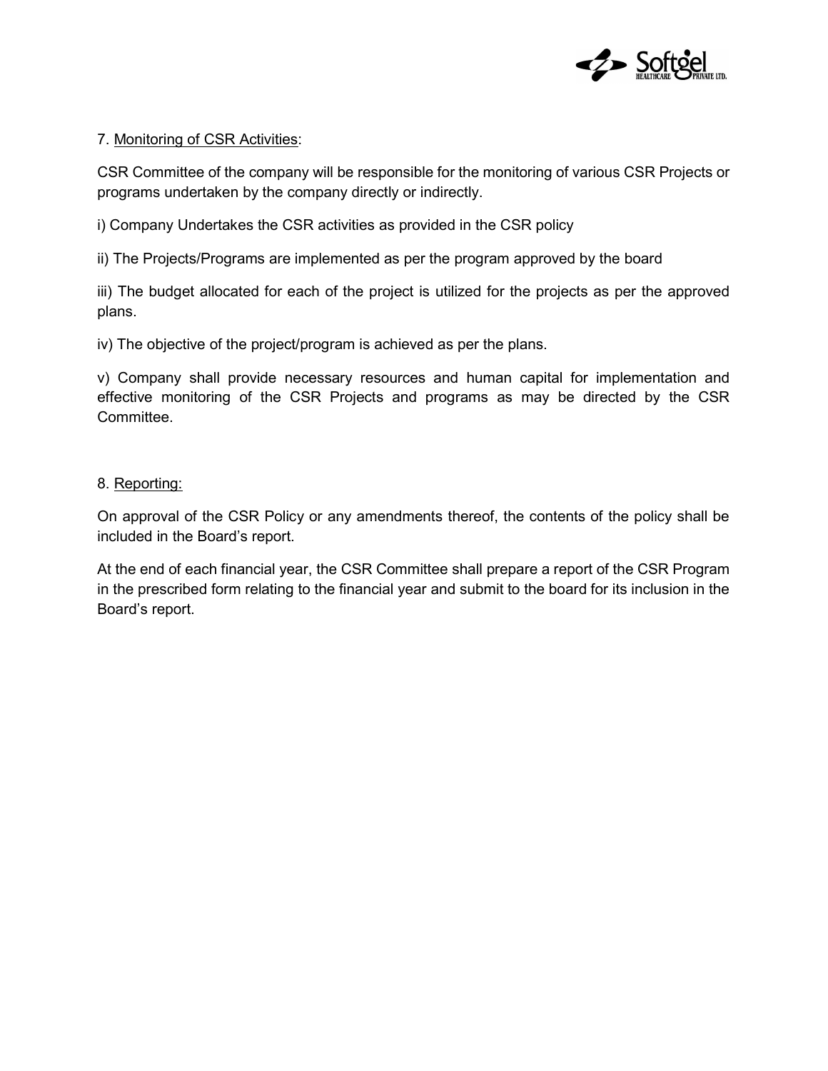7. Monitoring of CSR Activities:

CSR Committee of the company will be responsible for the monitoring of various CSR Projects or programs undertaken by the company directly or indirectly.

i) Company Undertakes the CSR activities as provided in the CSR policy

ii) The Projects/Programs are implemented as per the program approved by the board

iii) The budget allocated for each of the project is utilized for the projects as per the approved plans.

iv) The objective of the project/program is achieved as per the plans.

v) Company shall provide necessary resources and human capital for implementation and effective monitoring of the CSR Projects and programs as may be directed by the CSR Committee.

8. Reporting:

On approval of the CSR Policy or any amendments thereof, the contents of the policy shall be included in the Board's report.

At the end of each financial year, the CSR Committee shall prepare a report of the CSR Program in the prescribed form relating to the financial year and submit to the board for its inclusion in the Board's report.